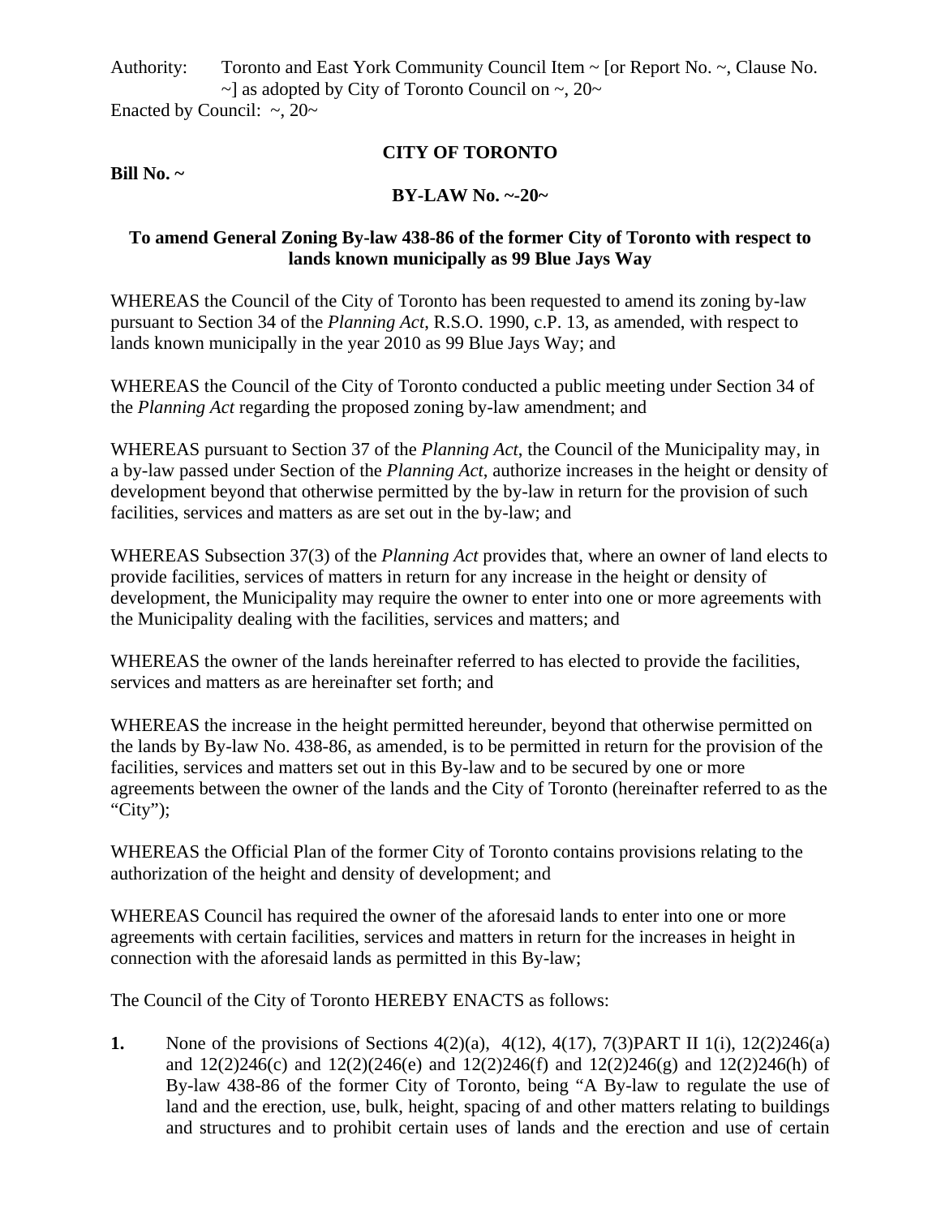Authority: Toronto and East York Community Council Item ~ [or Report No. ~, Clause No. ~] as adopted by City of Toronto Council on ~, 20~

Enacted by Council: ~, 20~

**CITY OF TORONTO**

**Bill No. ~**

**BY-LAW No. ~-20~**

**To amend General Zoning By-law 438-86 of the former City of Toronto with respect to lands known municipally as 99 Blue Jays Way**

WHEREAS the Council of the City of Toronto has been requested to amend its zoning by-law pursuant to Section 34 of the *Planning Act*, R.S.O. 1990, c.P. 13, as amended, with respect to lands known municipally in the year 2010 as 99 Blue Jays Way; and

WHEREAS the Council of the City of Toronto conducted a public meeting under Section 34 of the *Planning Act* regarding the proposed zoning by-law amendment; and

WHEREAS pursuant to Section 37 of the *Planning Act*, the Council of the Municipality may, in a by-law passed under Section of the *Planning Act*, authorize increases in the height or density of development beyond that otherwise permitted by the by-law in return for the provision of such facilities, services and matters as are set out in the by-law; and

WHEREAS Subsection 37(3) of the *Planning Act* provides that, where an owner of land elects to provide facilities, services of matters in return for any increase in the height or density of development, the Municipality may require the owner to enter into one or more agreements with the Municipality dealing with the facilities, services and matters; and

WHEREAS the owner of the lands hereinafter referred to has elected to provide the facilities, services and matters as are hereinafter set forth; and

WHEREAS the increase in the height permitted hereunder, beyond that otherwise permitted on the lands by By-law No. 438-86, as amended, is to be permitted in return for the provision of the facilities, services and matters set out in this By-law and to be secured by one or more agreements between the owner of the lands and the City of Toronto (hereinafter referred to as the "City");

WHEREAS the Official Plan of the former City of Toronto contains provisions relating to the authorization of the height and density of development; and

WHEREAS Council has required the owner of the aforesaid lands to enter into one or more agreements with certain facilities, services and matters in return for the increases in height in connection with the aforesaid lands as permitted in this By-law;

The Council of the City of Toronto HEREBY ENACTS as follows:

**1.** None of the provisions of Sections 4(2)(a), 4(12), 4(17), 7(3)PART II 1(i), 12(2)246(a) and 12(2)246(c) and 12(2)(246(e) and 12(2)246(f) and 12(2)246(g) and 12(2)246(h) of By-law 438-86 of the former City of Toronto, being "A By-law to regulate the use of land and the erection, use, bulk, height, spacing of and other matters relating to buildings and structures and to prohibit certain uses of lands and the erection and use of certain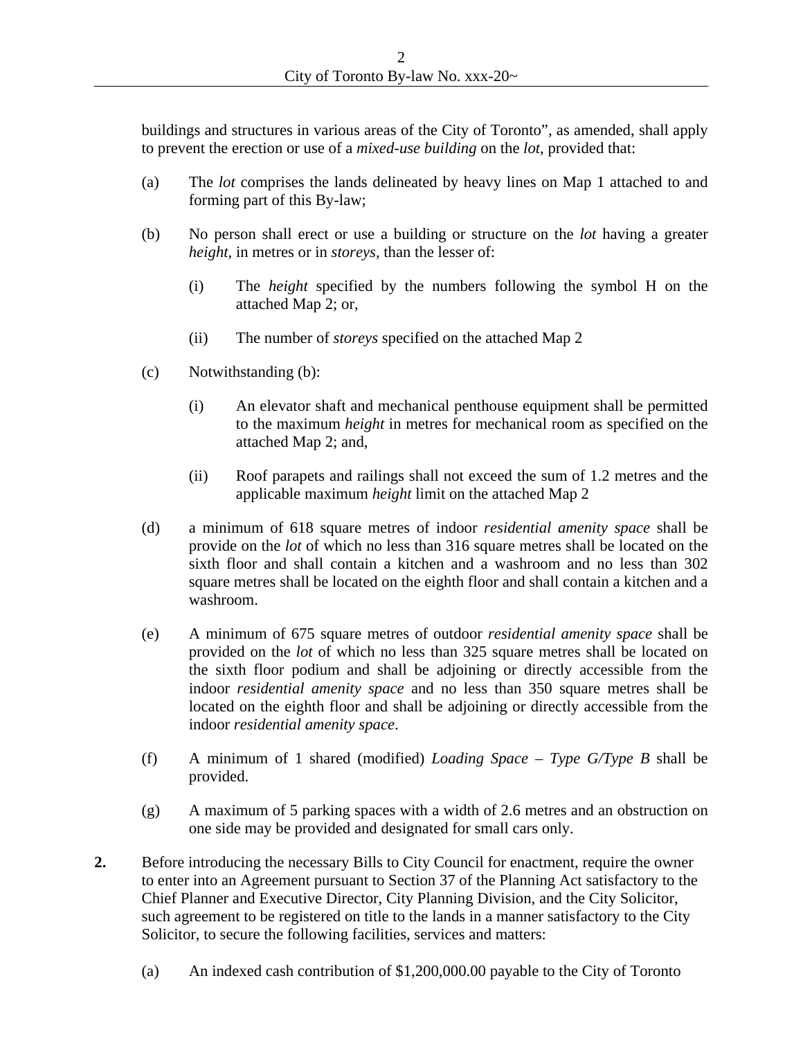buildings and structures in various areas of the City of Toronto", as amended, shall apply to prevent the erection or use of a *mixed-use building* on the *lot*, provided that:

(a) The *lot* comprises the lands delineated by heavy lines on Map 1 attached to and forming part of this By-law;

(b) No person shall erect or use a building or structure on the *lot* having a greater *height*, in metres or in *storeys*, than the lesser of:

 (i) The *height* specified by the numbers following the symbol H on the attached Map 2; or,

 (ii) The number of *storeys* specified on the attached Map 2

(c) Notwithstanding (b):

 (i) An elevator shaft and mechanical penthouse equipment shall be permitted to the maximum *height* in metres for mechanical room as specified on the attached Map 2; and,

 (ii) Roof parapets and railings shall not exceed the sum of 1.2 metres and the applicable maximum *height* limit on the attached Map 2

(d) a minimum of 618 square metres of indoor *residential amenity space* shall be provide on the *lot* of which no less than 316 square metres shall be located on the sixth floor and shall contain a kitchen and a washroom and no less than 302 square metres shall be located on the eighth floor and shall contain a kitchen and a washroom.

(e) A minimum of 675 square metres of outdoor *residential amenity space* shall be provided on the *lot* of which no less than 325 square metres shall be located on the sixth floor podium and shall be adjoining or directly accessible from the indoor *residential amenity space* and no less than 350 square metres shall be located on the eighth floor and shall be adjoining or directly accessible from the indoor *residential amenity space*.

(f) A minimum of 1 shared (modified) *Loading Space – Type G/Type B* shall be provided.

(g) A maximum of 5 parking spaces with a width of 2.6 metres and an obstruction on one side may be provided and designated for small cars only.

**2.** Before introducing the necessary Bills to City Council for enactment, require the owner to enter into an Agreement pursuant to Section 37 of the Planning Act satisfactory to the Chief Planner and Executive Director, City Planning Division, and the City Solicitor, such agreement to be registered on title to the lands in a manner satisfactory to the City Solicitor, to secure the following facilities, services and matters:

(a) An indexed cash contribution of $1,200,000.00 payable to the City of Toronto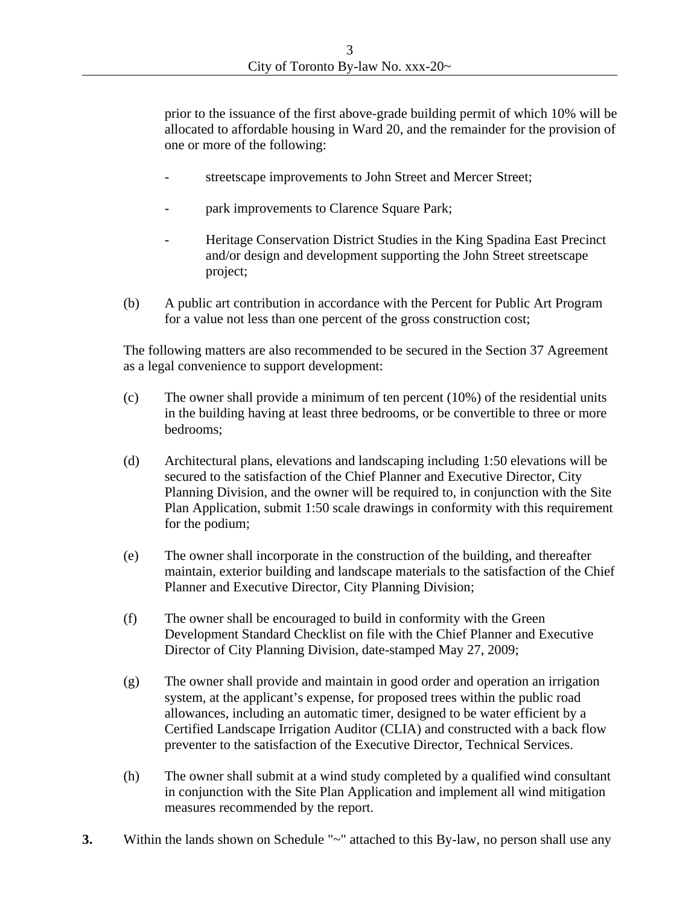prior to the issuance of the first above-grade building permit of which 10% will be allocated to affordable housing in Ward 20, and the remainder for the provision of one or more of the following:

- streetscape improvements to John Street and Mercer Street;

- park improvements to Clarence Square Park;

- Heritage Conservation District Studies in the King Spadina East Precinct and/or design and development supporting the John Street streetscape project;

(b) A public art contribution in accordance with the Percent for Public Art Program for a value not less than one percent of the gross construction cost;

The following matters are also recommended to be secured in the Section 37 Agreement as a legal convenience to support development:

(c) The owner shall provide a minimum of ten percent (10%) of the residential units in the building having at least three bedrooms, or be convertible to three or more bedrooms;

(d) Architectural plans, elevations and landscaping including 1:50 elevations will be secured to the satisfaction of the Chief Planner and Executive Director, City Planning Division, and the owner will be required to, in conjunction with the Site Plan Application, submit 1:50 scale drawings in conformity with this requirement for the podium;

(e) The owner shall incorporate in the construction of the building, and thereafter maintain, exterior building and landscape materials to the satisfaction of the Chief Planner and Executive Director, City Planning Division;

(f) The owner shall be encouraged to build in conformity with the Green Development Standard Checklist on file with the Chief Planner and Executive Director of City Planning Division, date-stamped May 27, 2009;

(g) The owner shall provide and maintain in good order and operation an irrigation system, at the applicant's expense, for proposed trees within the public road allowances, including an automatic timer, designed to be water efficient by a Certified Landscape Irrigation Auditor (CLIA) and constructed with a back flow preventer to the satisfaction of the Executive Director, Technical Services.

(h) The owner shall submit at a wind study completed by a qualified wind consultant in conjunction with the Site Plan Application and implement all wind mitigation measures recommended by the report.

**3.** Within the lands shown on Schedule "~" attached to this By-law, no person shall use any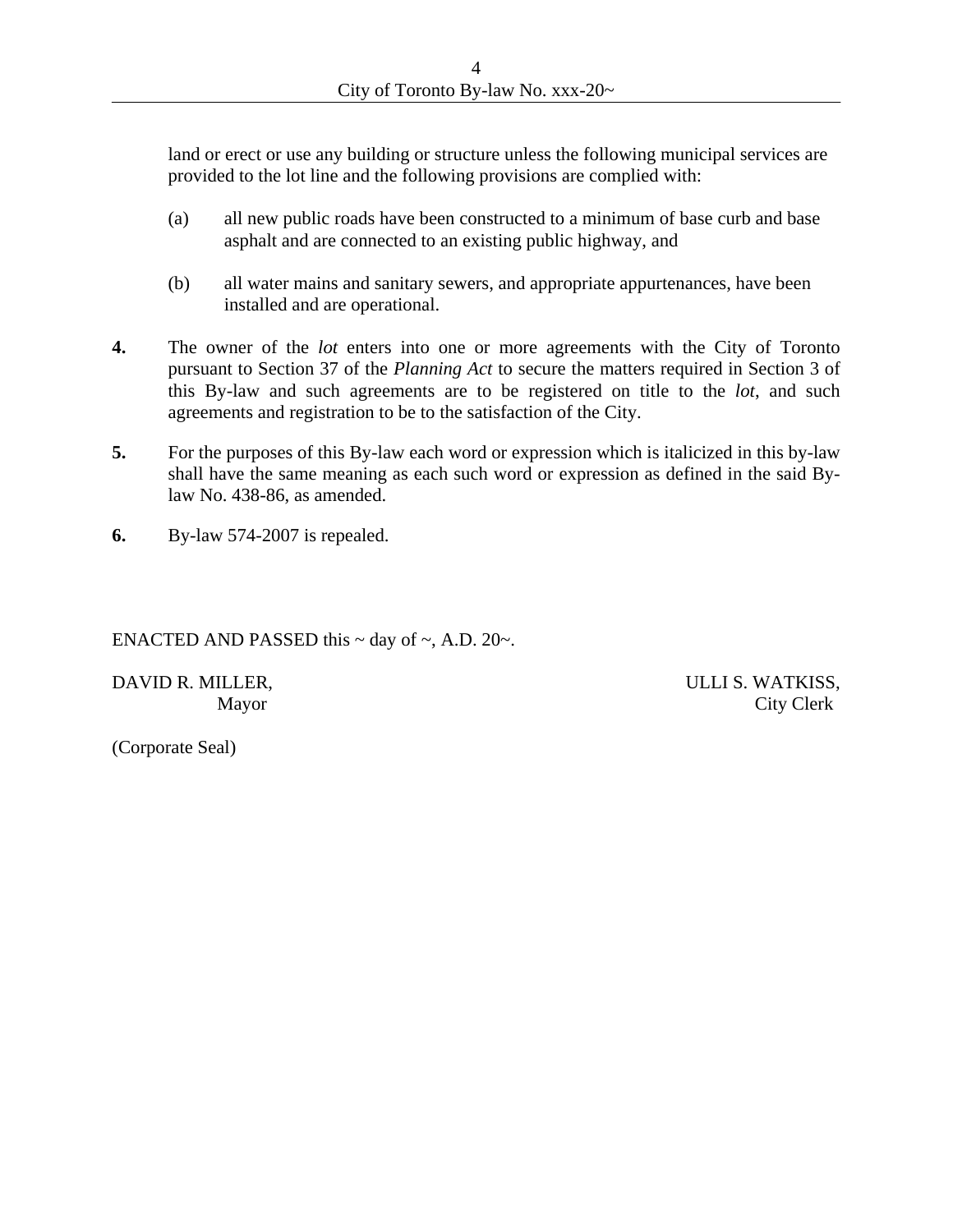land or erect or use any building or structure unless the following municipal services are provided to the lot line and the following provisions are complied with:

(a) all new public roads have been constructed to a minimum of base curb and base asphalt and are connected to an existing public highway, and

(b) all water mains and sanitary sewers, and appropriate appurtenances, have been installed and are operational.

**4.** The owner of the *lot* enters into one or more agreements with the City of Toronto pursuant to Section 37 of the *Planning Act* to secure the matters required in Section 3 of this By-law and such agreements are to be registered on title to the *lot*, and such agreements and registration to be to the satisfaction of the City.

**5.** For the purposes of this By-law each word or expression which is italicized in this by-law shall have the same meaning as each such word or expression as defined in the said By-law No. 438-86, as amended.

**6.** By-law 574-2007 is repealed.

ENACTED AND PASSED this ~ day of ~, A.D. 20~.

DAVID R. MILLER,
Mayor

ULLI S. WATKISS,
City Clerk

(Corporate Seal)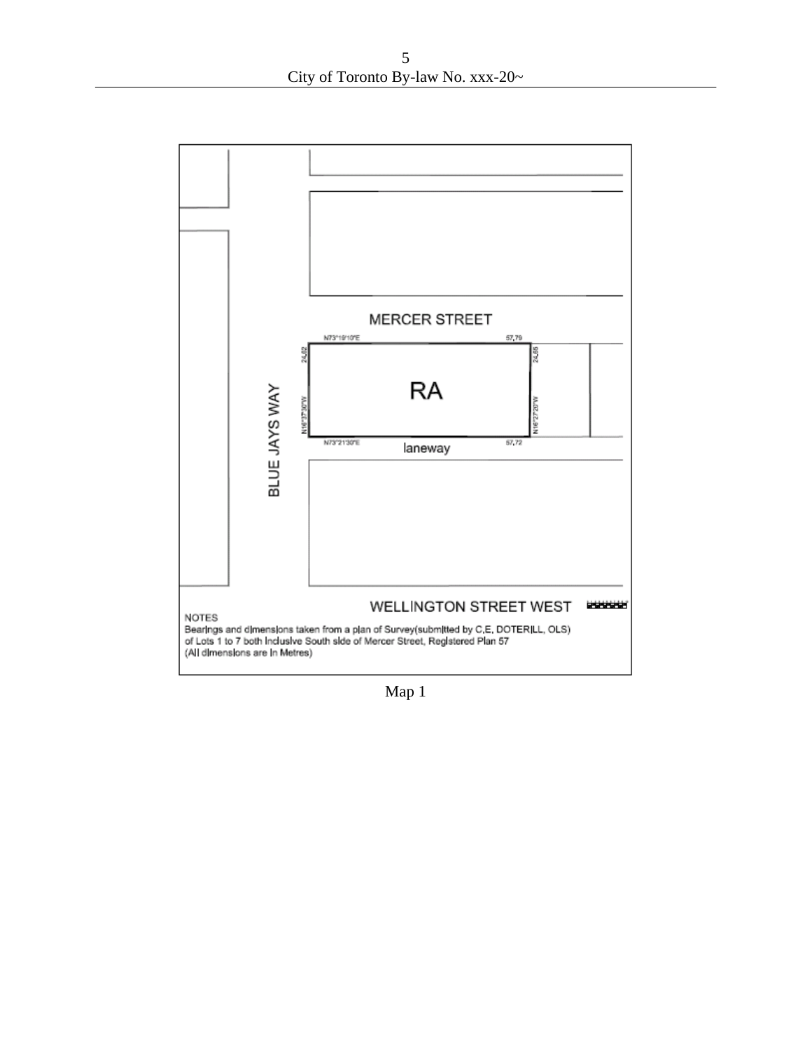MERCER STREET

N73°19'10"E 57,79

24,62

N16°37'30"W

RA

24,65

N16°27'20"W

N73°21'30"E 57,72

laneway

BLUE JAYS WAY

WELLINGTON STREET WEST

NOTES
Bearings and dimensions taken from a plan of Survey(submitted by C,E, DOTERILL, OLS)
of Lots 1 to 7 both inclusive South side of Mercer Street, Registered Plan 57
(All dimensions are in Metres)

Map 1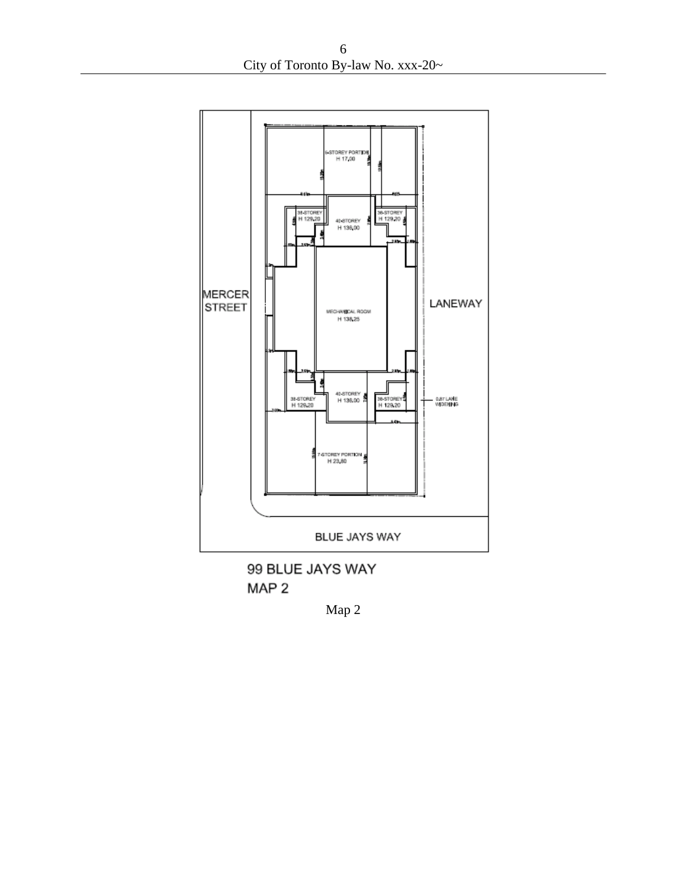MERCER STREET

LANEWAY

BLUE JAYS WAY

6-STOREY PORTION
H 17.00

38-STOREY
H 129.20

40-STOREY
H 136.00

38-STOREY
H 129.20

MECHANICAL ROOM
H 138.25

40-STOREY
H 136.00

38-STOREY
H 129.20

38-STOREY
H 129.20

0.87 LANE WIDENING

7-STOREY PORTION
H 23.80

99 BLUE JAYS WAY
MAP 2

Map 2